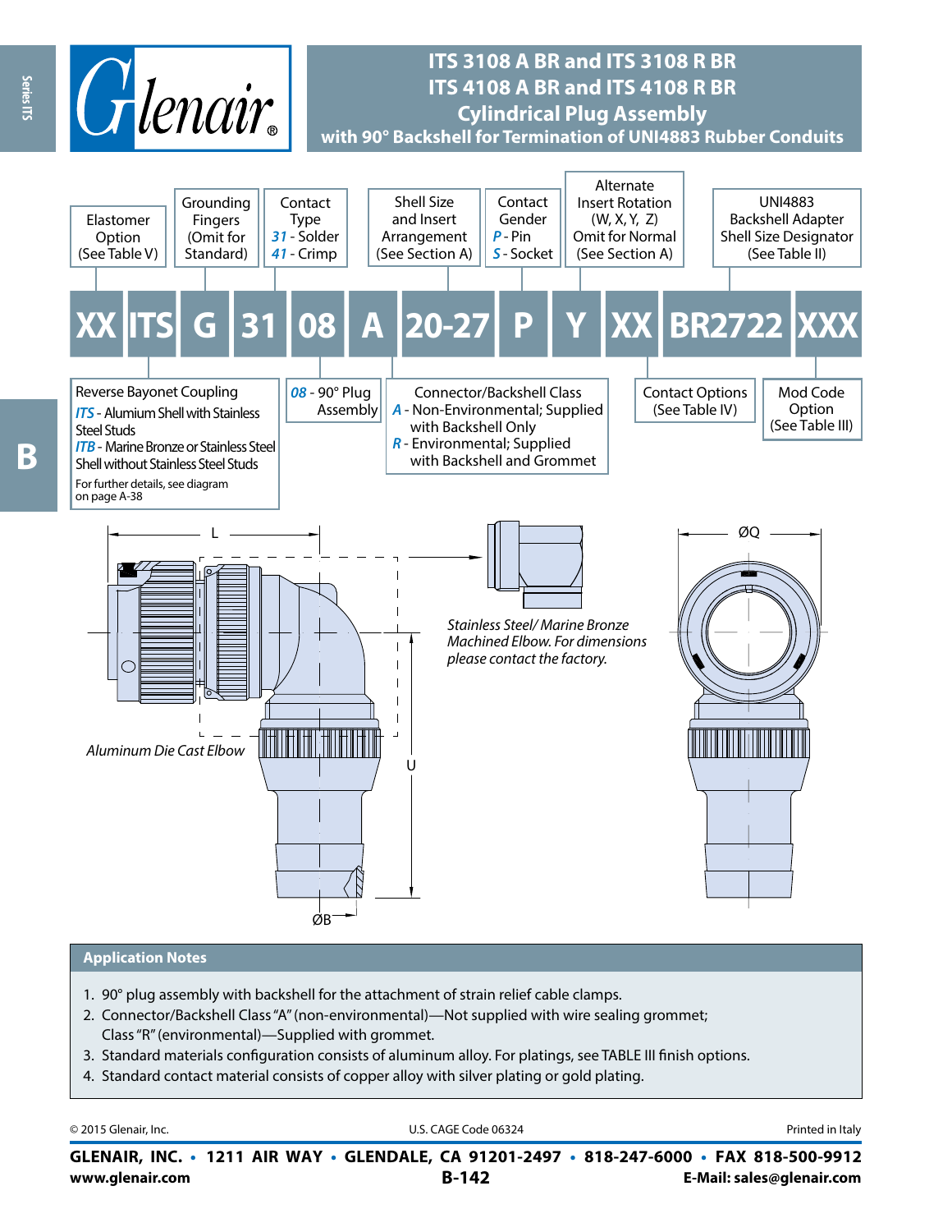# ITS 3108 A BR and ITS 3108 R BR
# ITS 4108 A BR and ITS 4108 R BR
## Cylindrical Plug Assembly
### with 90° Backshell for Termination of UNI4883 Rubber Conduits

**XX | ITS | G | 31 | 08 | A | 20-27 | P | Y | XX | BR2722 | XXX**

- **XX** – Elastomer Option (See Table V)
- **ITS** – Reverse Bayonet Coupling
  - *ITS* - Alumium Shell with Stainless Steel Studs
  - *ITB* - Marine Bronze or Stainless Steel Shell without Stainless Steel Studs
  - For further details, see diagram on page A-38
- **G** – Grounding Fingers (Omit for Standard)
- **31** – Contact Type
  - *31* - Solder
  - *41* - Crimp
- **08** – *08* - 90° Plug Assembly
- **A** – Connector/Backshell Class
  - *A* - Non-Environmental; Supplied with Backshell Only
  - *R* - Environmental; Supplied with Backshell and Grommet
- **20-27** – Shell Size and Insert Arrangement (See Section A)
- **P** – Contact Gender
  - *P* - Pin
  - *S* - Socket
- **Y** – Alternate Insert Rotation (W, X, Y, Z) Omit for Normal (See Section A)
- **XX** – Contact Options (See Table IV)
- **BR2722** – UNI4883 Backshell Adapter Shell Size Designator (See Table II)
- **XXX** – Mod Code Option (See Table III)

L

ØQ

U

ØB

*Aluminum Die Cast Elbow*

*Stainless Steel/ Marine Bronze Machined Elbow. For dimensions please contact the factory.*

## Application Notes

1. 90° plug assembly with backshell for the attachment of strain relief cable clamps.
2. Connector/Backshell Class "A" (non-environmental)—Not supplied with wire sealing grommet; Class "R" (environmental)—Supplied with grommet.
3. Standard materials configuration consists of aluminum alloy. For platings, see TABLE III finish options.
4. Standard contact material consists of copper alloy with silver plating or gold plating.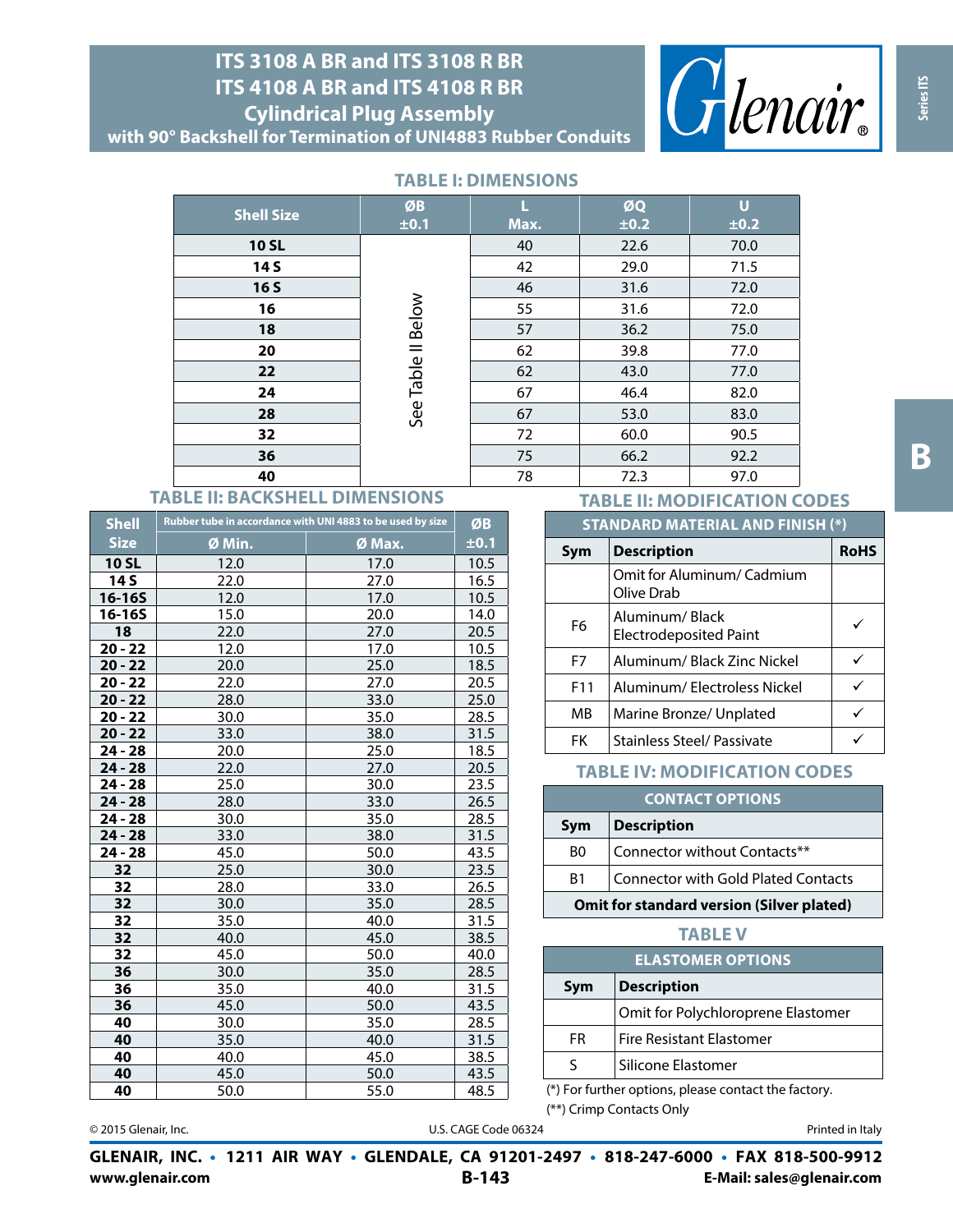# ITS 3108 A BR and ITS 3108 R BR
# ITS 4108 A BR and ITS 4108 R BR
# Cylindrical Plug Assembly
## with 90° Backshell for Termination of UNI4883 Rubber Conduits

### TABLE I: DIMENSIONS

| Shell Size | ØB ±0.1 | L Max. | ØQ ±0.2 | U ±0.2 |
|---|---|---|---|---|
| 10 SL | See Table II Below | 40 | 22.6 | 70.0 |
| 14 S | | 42 | 29.0 | 71.5 |
| 16 S | | 46 | 31.6 | 72.0 |
| 16 | | 55 | 31.6 | 72.0 |
| 18 | | 57 | 36.2 | 75.0 |
| 20 | | 62 | 39.8 | 77.0 |
| 22 | | 62 | 43.0 | 77.0 |
| 24 | | 67 | 46.4 | 82.0 |
| 28 | | 67 | 53.0 | 83.0 |
| 32 | | 72 | 60.0 | 90.5 |
| 36 | | 75 | 66.2 | 92.2 |
| 40 | | 78 | 72.3 | 97.0 |

### TABLE II: BACKSHELL DIMENSIONS

| Shell Size | Rubber tube in accordance with UNI 4883 to be used by size | | ØB ±0.1 |
|---|---|---|---|
| | Ø Min. | Ø Max. | |
| 10 SL | 12.0 | 17.0 | 10.5 |
| 14 S | 22.0 | 27.0 | 16.5 |
| 16-16S | 12.0 | 17.0 | 10.5 |
| 16-16S | 15.0 | 20.0 | 14.0 |
| 18 | 22.0 | 27.0 | 20.5 |
| 20 - 22 | 12.0 | 17.0 | 10.5 |
| 20 - 22 | 20.0 | 25.0 | 18.5 |
| 20 - 22 | 22.0 | 27.0 | 20.5 |
| 20 - 22 | 28.0 | 33.0 | 25.0 |
| 20 - 22 | 30.0 | 35.0 | 28.5 |
| 20 - 22 | 33.0 | 38.0 | 31.5 |
| 24 - 28 | 20.0 | 25.0 | 18.5 |
| 24 - 28 | 22.0 | 27.0 | 20.5 |
| 24 - 28 | 25.0 | 30.0 | 23.5 |
| 24 - 28 | 28.0 | 33.0 | 26.5 |
| 24 - 28 | 30.0 | 35.0 | 28.5 |
| 24 - 28 | 33.0 | 38.0 | 31.5 |
| 24 - 28 | 45.0 | 50.0 | 43.5 |
| 32 | 25.0 | 30.0 | 23.5 |
| 32 | 28.0 | 33.0 | 26.5 |
| 32 | 30.0 | 35.0 | 28.5 |
| 32 | 35.0 | 40.0 | 31.5 |
| 32 | 40.0 | 45.0 | 38.5 |
| 32 | 45.0 | 50.0 | 40.0 |
| 36 | 30.0 | 35.0 | 28.5 |
| 36 | 35.0 | 40.0 | 31.5 |
| 36 | 45.0 | 50.0 | 43.5 |
| 40 | 30.0 | 35.0 | 28.5 |
| 40 | 35.0 | 40.0 | 31.5 |
| 40 | 40.0 | 45.0 | 38.5 |
| 40 | 45.0 | 50.0 | 43.5 |
| 40 | 50.0 | 55.0 | 48.5 |

### TABLE II: MODIFICATION CODES

**STANDARD MATERIAL AND FINISH (*)**

| Sym | Description | RoHS |
|---|---|---|
| | Omit for Aluminum/ Cadmium Olive Drab | |
| F6 | Aluminum/ Black Electrodeposited Paint | ✓ |
| F7 | Aluminum/ Black Zinc Nickel | ✓ |
| F11 | Aluminum/ Electroless Nickel | ✓ |
| MB | Marine Bronze/ Unplated | ✓ |
| FK | Stainless Steel/ Passivate | ✓ |

### TABLE IV: MODIFICATION CODES

**CONTACT OPTIONS**

| Sym | Description |
|---|---|
| B0 | Connector without Contacts** |
| B1 | Connector with Gold Plated Contacts |
| Omit for standard version (Silver plated) | |

### TABLE V

**ELASTOMER OPTIONS**

| Sym | Description |
|---|---|
| | Omit for Polychloroprene Elastomer |
| FR | Fire Resistant Elastomer |
| S | Silicone Elastomer |

(*) For further options, please contact the factory.

(**) Crimp Contacts Only

© 2015 Glenair, Inc. U.S. CAGE Code 06324 Printed in Italy

**GLENAIR, INC. • 1211 AIR WAY • GLENDALE, CA 91201-2497 • 818-247-6000 • FAX 818-500-9912**
**www.glenair.com** **B-143** **E-Mail: sales@glenair.com**